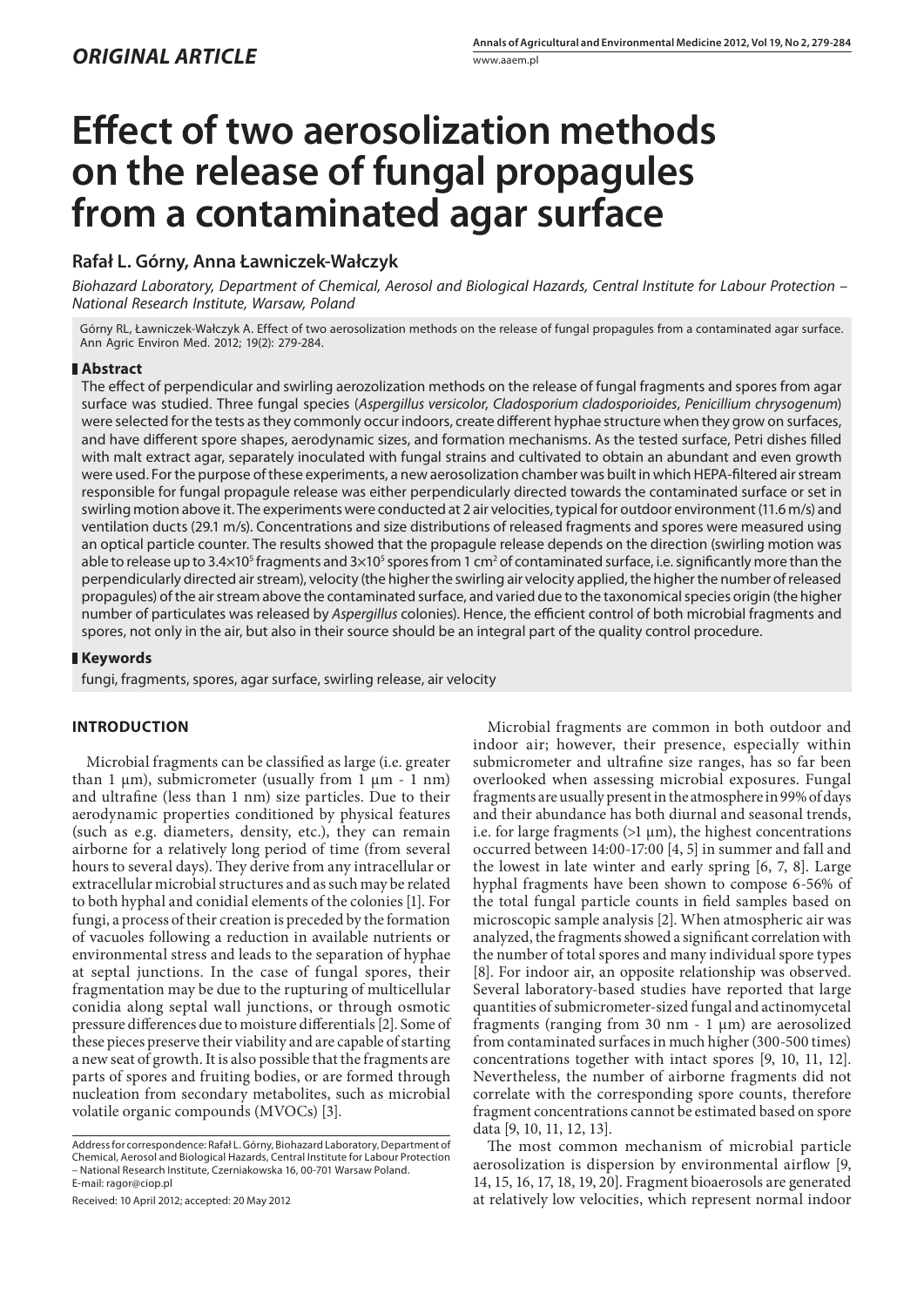## *ORIGINAL ARTICLE*

# Effect of two aerosolization methods on the release of fungal propagules from a contaminated agar surface

### Rafał L. Górny, Anna Ławniczek-Wałczyk

*Biohazard Laboratory, Department of Chemical, Aerosol and Biological Hazards, Central Institute for Labour Protection – National Research Institute, Warsaw, Poland*

Górny RL, Ławniczek-Wałczyk A. Effect of two aerosolization methods on the release of fungal propagules from a contaminated agar surface. Ann Agric Environ Med. 2012; 19(2): 279-284.

## Abstract

The effect of perpendicular and swirling aerozolization methods on the release of fungal fragments and spores from agar surface was studied. Three fungal species (*Aspergillus versicolor*, *Cladosporium cladosporioides*, *Penicillium chrysogenum*) were selected for the tests as they commonly occur indoors, create different hyphae structure when they grow on surfaces, and have different spore shapes, aerodynamic sizes, and formation mechanisms. As the tested surface, Petri dishes filled with malt extract agar, separately inoculated with fungal strains and cultivated to obtain an abundant and even growth were used. For the purpose of these experiments, a new aerosolization chamber was built in which HEPA-filtered air stream responsible for fungal propagule release was either perpendicularly directed towards the contaminated surface or set in swirling motion above it. The experiments were conducted at 2 air velocities, typical for outdoor environment (11.6 m/s) and ventilation ducts (29.1 m/s). Concentrations and size distributions of released fragments and spores were measured using an optical particle counter. The results showed that the propagule release depends on the direction (swirling motion was able to release up to $3.4{\times}10^5$ fragments and $3{\times}10^5$ spores from 1 cm$^2$ of contaminated surface, i.e. significantly more than the perpendicularly directed air stream), velocity (the higher the swirling air velocity applied, the higher the number of released propagules) of the air stream above the contaminated surface, and varied due to the taxonomical species origin (the higher number of particulates was released by *Aspergillus* colonies). Hence, the efficient control of both microbial fragments and spores, not only in the air, but also in their source should be an integral part of the quality control procedure.

## Keywords

fungi, fragments, spores, agar surface, swirling release, air velocity

## INTRODUCTION

Microbial fragments can be classified as large (i.e. greater than 1 µm), submicrometer (usually from 1 µm - 1 nm) and ultrafine (less than 1 nm) size particles. Due to their aerodynamic properties conditioned by physical features (such as e.g. diameters, density, etc.), they can remain airborne for a relatively long period of time (from several hours to several days). They derive from any intracellular or extracellular microbial structures and as such may be related to both hyphal and conidial elements of the colonies [1]. For fungi, a process of their creation is preceded by the formation of vacuoles following a reduction in available nutrients or environmental stress and leads to the separation of hyphae at septal junctions. In the case of fungal spores, their fragmentation may be due to the rupturing of multicellular conidia along septal wall junctions, or through osmotic pressure differences due to moisture differentials [2]. Some of these pieces preserve their viability and are capable of starting a new seat of growth. It is also possible that the fragments are parts of spores and fruiting bodies, or are formed through nucleation from secondary metabolites, such as microbial volatile organic compounds (MVOCs) [3].

Microbial fragments are common in both outdoor and indoor air; however, their presence, especially within submicrometer and ultrafine size ranges, has so far been overlooked when assessing microbial exposures. Fungal fragments are usually present in the atmosphere in 99% of days and their abundance has both diurnal and seasonal trends, i.e. for large fragments (>1 µm), the highest concentrations occurred between 14:00-17:00 [4, 5] in summer and fall and the lowest in late winter and early spring [6, 7, 8]. Large hyphal fragments have been shown to compose 6-56% of the total fungal particle counts in field samples based on microscopic sample analysis [2]. When atmospheric air was analyzed, the fragments showed a significant correlation with the number of total spores and many individual spore types [8]. For indoor air, an opposite relationship was observed. Several laboratory-based studies have reported that large quantities of submicrometer-sized fungal and actinomycetal fragments (ranging from 30 nm - 1 µm) are aerosolized from contaminated surfaces in much higher (300-500 times) concentrations together with intact spores [9, 10, 11, 12]. Nevertheless, the number of airborne fragments did not correlate with the corresponding spore counts, therefore fragment concentrations cannot be estimated based on spore data [9, 10, 11, 12, 13].

The most common mechanism of microbial particle aerosolization is dispersion by environmental airflow [9, 14, 15, 16, 17, 18, 19, 20]. Fragment bioaerosols are generated at relatively low velocities, which represent normal indoor

Address for correspondence: Rafał L. Górny, Biohazard Laboratory, Department of Chemical, Aerosol and Biological Hazards, Central Institute for Labour Protection – National Research Institute, Czerniakowska 16, 00-701 Warsaw Poland.
E-mail: ragor@ciop.pl

Received: 10 April 2012; accepted: 20 May 2012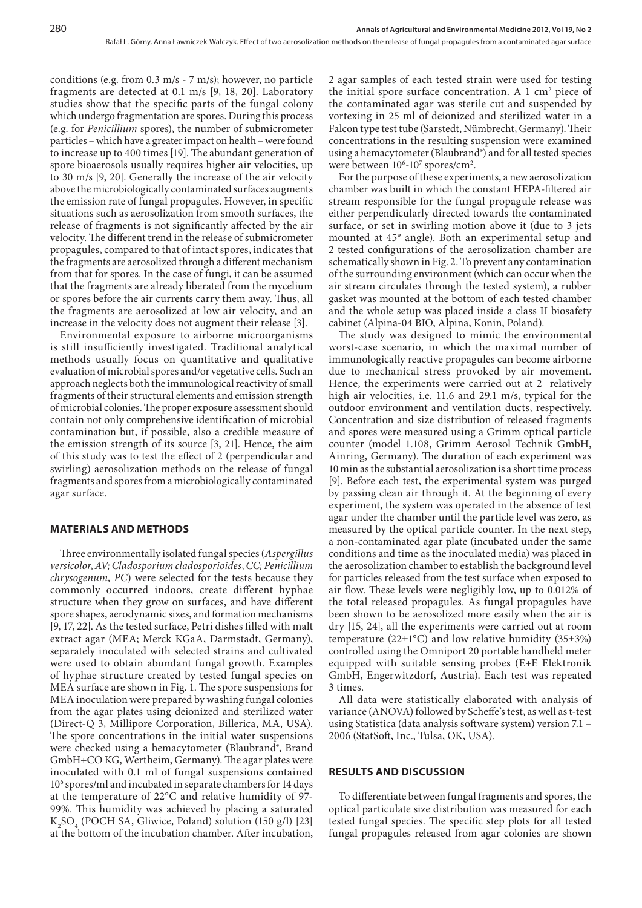conditions (e.g. from 0.3 m/s - 7 m/s); however, no particle fragments are detected at 0.1 m/s [9, 18, 20]. Laboratory studies show that the specific parts of the fungal colony which undergo fragmentation are spores. During this process (e.g. for *Penicillium* spores), the number of submicrometer particles – which have a greater impact on health – were found to increase up to 400 times [19]. The abundant generation of spore bioaerosols usually requires higher air velocities, up to 30 m/s [9, 20]. Generally the increase of the air velocity above the microbiologically contaminated surfaces augments the emission rate of fungal propagules. However, in specific situations such as aerosolization from smooth surfaces, the release of fragments is not significantly affected by the air velocity. The different trend in the release of submicrometer propagules, compared to that of intact spores, indicates that the fragments are aerosolized through a different mechanism from that for spores. In the case of fungi, it can be assumed that the fragments are already liberated from the mycelium or spores before the air currents carry them away. Thus, all the fragments are aerosolized at low air velocity, and an increase in the velocity does not augment their release [3].

Environmental exposure to airborne microorganisms is still insufficiently investigated. Traditional analytical methods usually focus on quantitative and qualitative evaluation of microbial spores and/or vegetative cells. Such an approach neglects both the immunological reactivity of small fragments of their structural elements and emission strength of microbial colonies. The proper exposure assessment should contain not only comprehensive identification of microbial contamination but, if possible, also a credible measure of the emission strength of its source [3, 21]. Hence, the aim of this study was to test the effect of 2 (perpendicular and swirling) aerosolization methods on the release of fungal fragments and spores from a microbiologically contaminated agar surface.

## MATERIALS AND METHODS

Three environmentally isolated fungal species (*Aspergillus versicolor*, *AV*; *Cladosporium cladosporioides*, *CC*; *Penicillium chrysogenum, PC*) were selected for the tests because they commonly occurred indoors, create different hyphae structure when they grow on surfaces, and have different spore shapes, aerodynamic sizes, and formation mechanisms [9, 17, 22]. As the tested surface, Petri dishes filled with malt extract agar (MEA; Merck KGaA, Darmstadt, Germany), separately inoculated with selected strains and cultivated were used to obtain abundant fungal growth. Examples of hyphae structure created by tested fungal species on MEA surface are shown in Fig. 1. The spore suspensions for MEA inoculation were prepared by washing fungal colonies from the agar plates using deionized and sterilized water (Direct-Q 3, Millipore Corporation, Billerica, MA, USA). The spore concentrations in the initial water suspensions were checked using a hemacytometer (Blaubrand®, Brand GmbH+CO KG, Wertheim, Germany). The agar plates were inoculated with 0.1 ml of fungal suspensions contained $10^6$ spores/ml and incubated in separate chambers for 14 days at the temperature of 22°C and relative humidity of 97-99%. This humidity was achieved by placing a saturated $K_2SO_4$ (POCH SA, Gliwice, Poland) solution (150 g/l) [23] at the bottom of the incubation chamber. After incubation, 2 agar samples of each tested strain were used for testing the initial spore surface concentration. A 1 $cm^2$ piece of the contaminated agar was sterile cut and suspended by vortexing in 25 ml of deionized and sterilized water in a Falcon type test tube (Sarstedt, Nümbrecht, Germany). Their concentrations in the resulting suspension were examined using a hemacytometer (Blaubrand®) and for all tested species were between $10^6$-$10^7$ spores/$cm^2$.

For the purpose of these experiments, a new aerosolization chamber was built in which the constant HEPA-filtered air stream responsible for the fungal propagule release was either perpendicularly directed towards the contaminated surface, or set in swirling motion above it (due to 3 jets mounted at 45° angle). Both an experimental setup and 2 tested configurations of the aerosolization chamber are schematically shown in Fig. 2. To prevent any contamination of the surrounding environment (which can occur when the air stream circulates through the tested system), a rubber gasket was mounted at the bottom of each tested chamber and the whole setup was placed inside a class II biosafety cabinet (Alpina-04 BIO, Alpina, Konin, Poland).

The study was designed to mimic the environmental worst-case scenario, in which the maximal number of immunologically reactive propagules can become airborne due to mechanical stress provoked by air movement. Hence, the experiments were carried out at 2 relatively high air velocities, i.e. 11.6 and 29.1 m/s, typical for the outdoor environment and ventilation ducts, respectively. Concentration and size distribution of released fragments and spores were measured using a Grimm optical particle counter (model 1.108, Grimm Aerosol Technik GmbH, Ainring, Germany). The duration of each experiment was 10 min as the substantial aerosolization is a short time process [9]. Before each test, the experimental system was purged by passing clean air through it. At the beginning of every experiment, the system was operated in the absence of test agar under the chamber until the particle level was zero, as measured by the optical particle counter. In the next step, a non-contaminated agar plate (incubated under the same conditions and time as the inoculated media) was placed in the aerosolization chamber to establish the background level for particles released from the test surface when exposed to air flow. These levels were negligibly low, up to 0.012% of the total released propagules. As fungal propagules have been shown to be aerosolized more easily when the air is dry [15, 24], all the experiments were carried out at room temperature (22±1°C) and low relative humidity (35±3%) controlled using the Omniport 20 portable handheld meter equipped with suitable sensing probes (E+E Elektronik GmbH, Engerwitzdorf, Austria). Each test was repeated 3 times.

All data were statistically elaborated with analysis of variance (ANOVA) followed by Scheffe's test, as well as t-test using Statistica (data analysis software system) version 7.1 – 2006 (StatSoft, Inc., Tulsa, OK, USA).

## RESULTS AND DISCUSSION

To differentiate between fungal fragments and spores, the optical particulate size distribution was measured for each tested fungal species. The specific step plots for all tested fungal propagules released from agar colonies are shown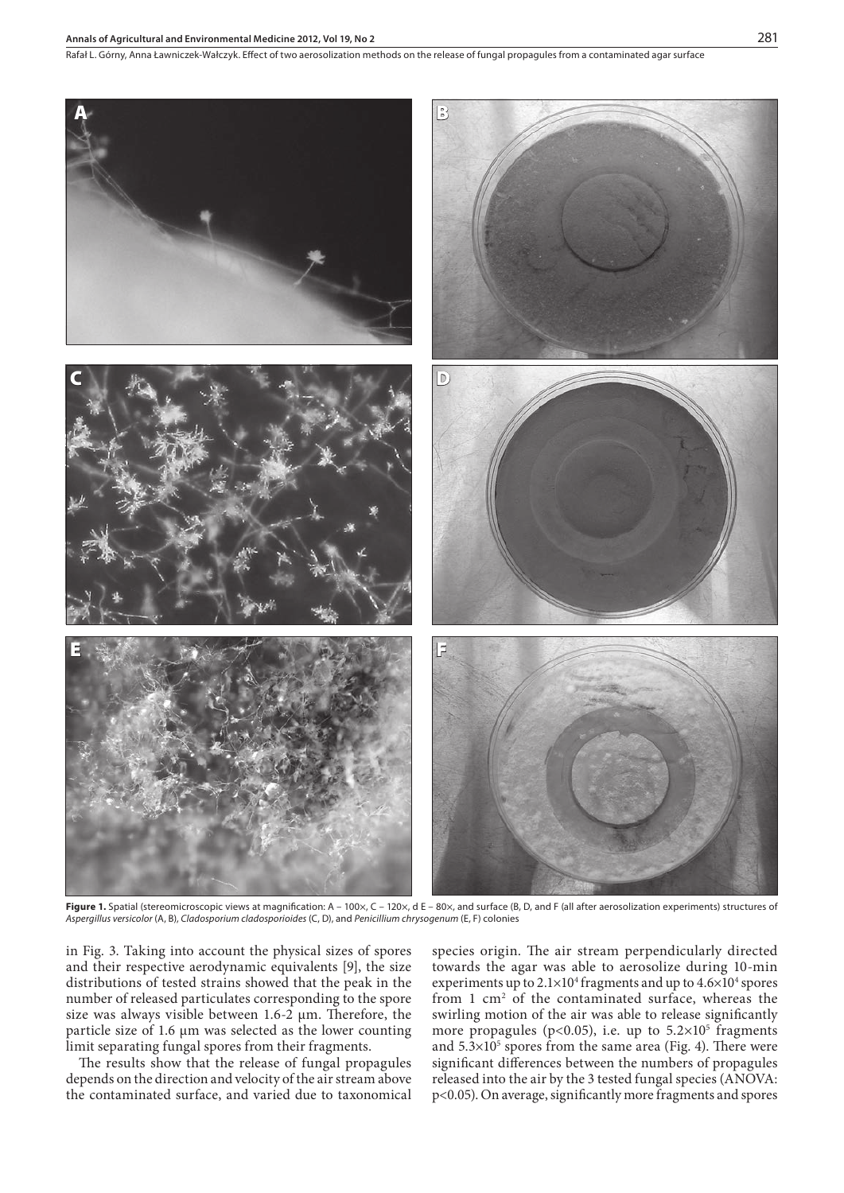**Figure 1.** Spatial (stereomicroscopic views at magnification: A – 100×, C – 120×, d E – 80×, and surface (B, D, and F (all after aerosolization experiments) structures of *Aspergillus versicolor* (A, B), *Cladosporium cladosporioides* (C, D), and *Penicillium chrysogenum* (E, F) colonies

in Fig. 3. Taking into account the physical sizes of spores and their respective aerodynamic equivalents [9], the size distributions of tested strains showed that the peak in the number of released particulates corresponding to the spore size was always visible between 1.6-2 µm. Therefore, the particle size of 1.6 µm was selected as the lower counting limit separating fungal spores from their fragments.

The results show that the release of fungal propagules depends on the direction and velocity of the air stream above the contaminated surface, and varied due to taxonomical species origin. The air stream perpendicularly directed towards the agar was able to aerosolize during 10-min experiments up to $2.1 \times 10^4$ fragments and up to $4.6 \times 10^4$ spores from 1 $cm^2$ of the contaminated surface, whereas the swirling motion of the air was able to release significantly more propagules ($p<0.05$), i.e. up to $5.2 \times 10^5$ fragments and $5.3 \times 10^5$ spores from the same area (Fig. 4). There were significant differences between the numbers of propagules released into the air by the 3 tested fungal species (ANOVA: $p<0.05$). On average, significantly more fragments and spores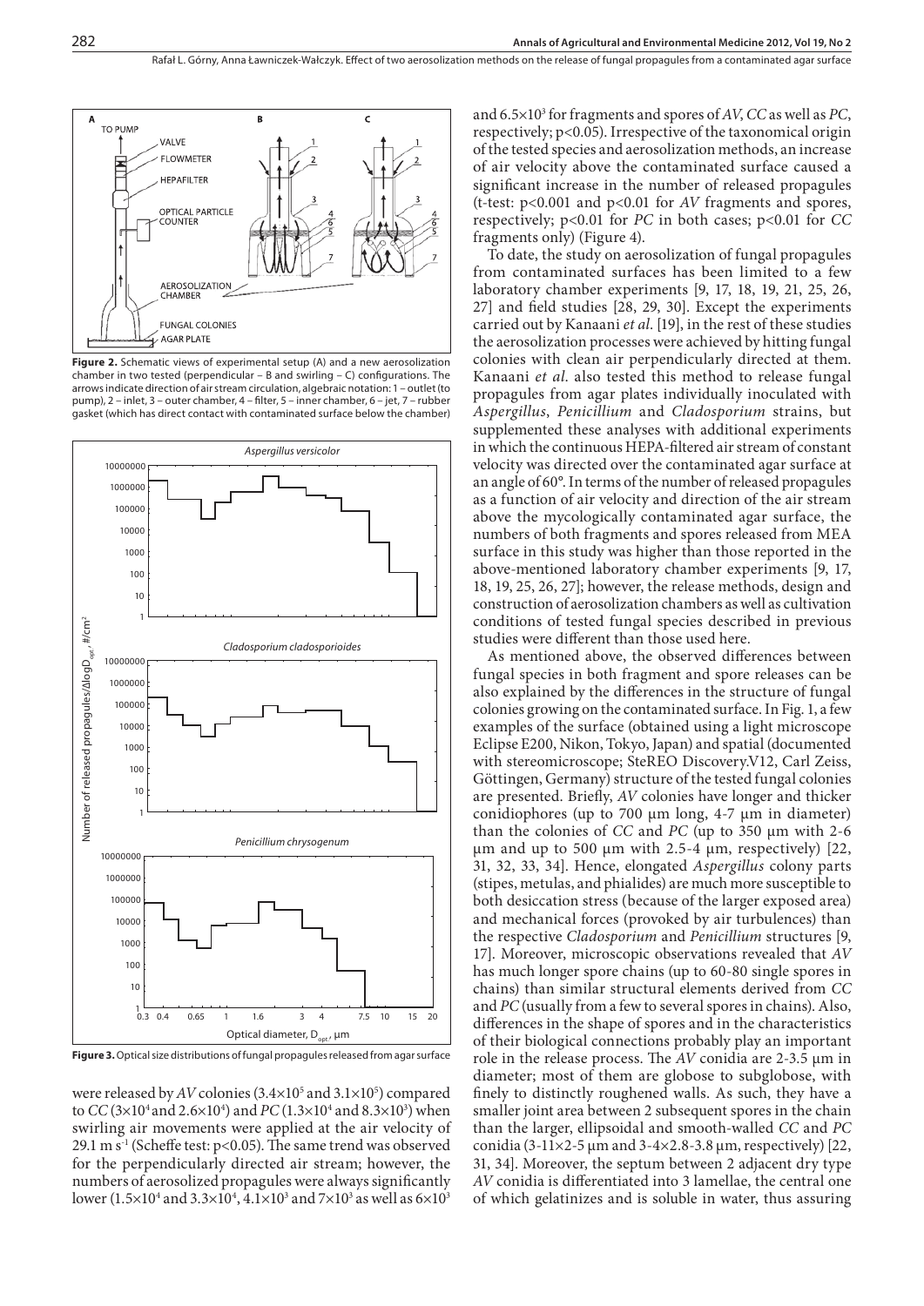**Figure 2.** Schematic views of experimental setup (A) and a new aerosolization chamber in two tested (perpendicular – B and swirling – C) configurations. The arrows indicate direction of air stream circulation, algebraic notation: 1 – outlet (to pump), 2 – inlet, 3 – outer chamber, 4 – filter, 5 – inner chamber, 6 – jet, 7 – rubber gasket (which has direct contact with contaminated surface below the chamber)

**Figure 3.** Optical size distributions of fungal propagules released from agar surface

were released by *AV* colonies ($3.4\times10^5$ and $3.1\times10^5$) compared to *CC* ($3\times10^4$ and $2.6\times10^4$) and *PC* ($1.3\times10^4$ and $8.3\times10^3$) when swirling air movements were applied at the air velocity of 29.1 m $s^{-1}$ (Scheffe test: $p<0.05$). The same trend was observed for the perpendicularly directed air stream; however, the numbers of aerosolized propagules were always significantly lower ($1.5\times10^4$ and $3.3\times10^4$, $4.1\times10^3$ and $7\times10^3$ as well as $6\times10^3$ and $6.5\times10^3$ for fragments and spores of *AV*, *CC* as well as *PC*, respectively; $p<0.05$). Irrespective of the taxonomical origin of the tested species and aerosolization methods, an increase of air velocity above the contaminated surface caused a significant increase in the number of released propagules (t-test: $p<0.001$ and $p<0.01$ for *AV* fragments and spores, respectively; $p<0.01$ for *PC* in both cases; $p<0.01$ for *CC* fragments only) (Figure 4).

To date, the study on aerosolization of fungal propagules from contaminated surfaces has been limited to a few laboratory chamber experiments [9, 17, 18, 19, 21, 25, 26, 27] and field studies [28, 29, 30]. Except the experiments carried out by Kanaani *et al*. [19], in the rest of these studies the aerosolization processes were achieved by hitting fungal colonies with clean air perpendicularly directed at them. Kanaani *et al*. also tested this method to release fungal propagules from agar plates individually inoculated with *Aspergillus*, *Penicillium* and *Cladosporium* strains, but supplemented these analyses with additional experiments in which the continuous HEPA-filtered air stream of constant velocity was directed over the contaminated agar surface at an angle of 60°. In terms of the number of released propagules as a function of air velocity and direction of the air stream above the mycologically contaminated agar surface, the numbers of both fragments and spores released from MEA surface in this study was higher than those reported in the above-mentioned laboratory chamber experiments [9, 17, 18, 19, 25, 26, 27]; however, the release methods, design and construction of aerosolization chambers as well as cultivation conditions of tested fungal species described in previous studies were different than those used here.

As mentioned above, the observed differences between fungal species in both fragment and spore releases can be also explained by the differences in the structure of fungal colonies growing on the contaminated surface. In Fig. 1, a few examples of the surface (obtained using a light microscope Eclipse E200, Nikon, Tokyo, Japan) and spatial (documented with stereomicroscope; SteREO Discovery.V12, Carl Zeiss, Göttingen, Germany) structure of the tested fungal colonies are presented. Briefly, *AV* colonies have longer and thicker conidiophores (up to 700 µm long, 4-7 µm in diameter) than the colonies of *CC* and *PC* (up to 350 µm with 2-6 µm and up to 500 µm with 2.5-4 µm, respectively) [22, 31, 32, 33, 34]. Hence, elongated *Aspergillus* colony parts (stipes, metulas, and phialides) are much more susceptible to both desiccation stress (because of the larger exposed area) and mechanical forces (provoked by air turbulences) than the respective *Cladosporium* and *Penicillium* structures [9, 17]. Moreover, microscopic observations revealed that *AV* has much longer spore chains (up to 60-80 single spores in chains) than similar structural elements derived from *CC* and *PC* (usually from a few to several spores in chains). Also, differences in the shape of spores and in the characteristics of their biological connections probably play an important role in the release process. The *AV* conidia are 2-3.5 µm in diameter; most of them are globose to subglobose, with finely to distinctly roughened walls. As such, they have a smaller joint area between 2 subsequent spores in the chain than the larger, ellipsoidal and smooth-walled *CC* and *PC* conidia ($3\text{-}11\times2\text{-}5$ µm and $3\text{-}4\times2.8\text{-}3.8$ µm, respectively) [22, 31, 34]. Moreover, the septum between 2 adjacent dry type *AV* conidia is differentiated into 3 lamellae, the central one of which gelatinizes and is soluble in water, thus assuring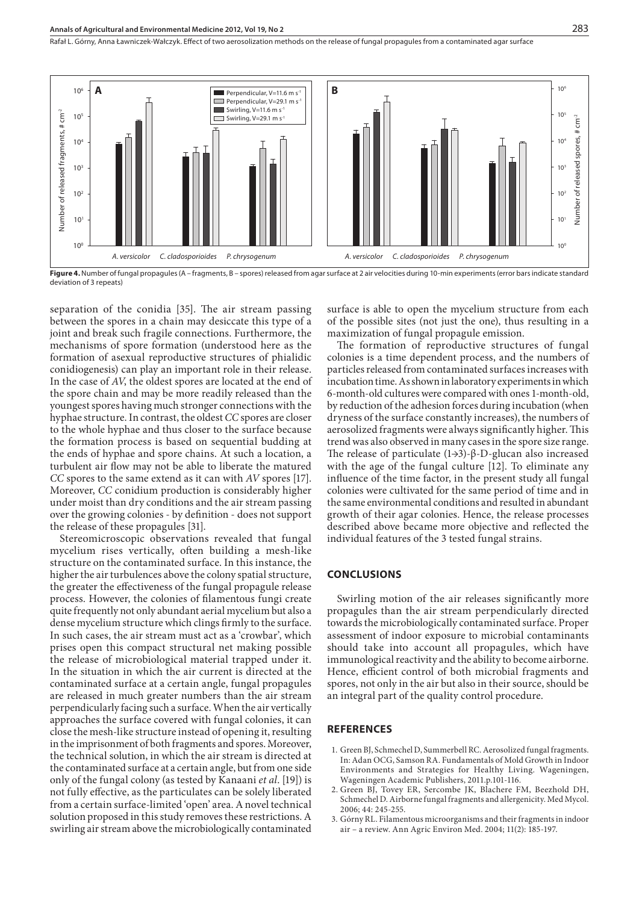**Figure 4.** Number of fungal propagules (A – fragments, B – spores) released from agar surface at 2 air velocities during 10-min experiments (error bars indicate standard deviation of 3 repeats)

separation of the conidia [35]. The air stream passing between the spores in a chain may desiccate this type of a joint and break such fragile connections. Furthermore, the mechanisms of spore formation (understood here as the formation of asexual reproductive structures of phialidic conidiogenesis) can play an important role in their release. In the case of *AV*, the oldest spores are located at the end of the spore chain and may be more readily released than the youngest spores having much stronger connections with the hyphae structure. In contrast, the oldest *CC* spores are closer to the whole hyphae and thus closer to the surface because the formation process is based on sequential budding at the ends of hyphae and spore chains. At such a location, a turbulent air flow may not be able to liberate the matured *CC* spores to the same extend as it can with *AV* spores [17]. Moreover, *CC* conidium production is considerably higher under moist than dry conditions and the air stream passing over the growing colonies - by definition - does not support the release of these propagules [31].

Stereomicroscopic observations revealed that fungal mycelium rises vertically, often building a mesh-like structure on the contaminated surface. In this instance, the higher the air turbulences above the colony spatial structure, the greater the effectiveness of the fungal propagule release process. However, the colonies of filamentous fungi create quite frequently not only abundant aerial mycelium but also a dense mycelium structure which clings firmly to the surface. In such cases, the air stream must act as a 'crowbar', which prises open this compact structural net making possible the release of microbiological material trapped under it. In the situation in which the air current is directed at the contaminated surface at a certain angle, fungal propagules are released in much greater numbers than the air stream perpendicularly facing such a surface. When the air vertically approaches the surface covered with fungal colonies, it can close the mesh-like structure instead of opening it, resulting in the imprisonment of both fragments and spores. Moreover, the technical solution, in which the air stream is directed at the contaminated surface at a certain angle, but from one side only of the fungal colony (as tested by Kanaani *et al*. [19]) is not fully effective, as the particulates can be solely liberated from a certain surface-limited 'open' area. A novel technical solution proposed in this study removes these restrictions. A swirling air stream above the microbiologically contaminated surface is able to open the mycelium structure from each of the possible sites (not just the one), thus resulting in a maximization of fungal propagule emission.

The formation of reproductive structures of fungal colonies is a time dependent process, and the numbers of particles released from contaminated surfaces increases with incubation time. As shown in laboratory experiments in which 6-month-old cultures were compared with ones 1-month-old, by reduction of the adhesion forces during incubation (when dryness of the surface constantly increases), the numbers of aerosolized fragments were always significantly higher. This trend was also observed in many cases in the spore size range. The release of particulate (1→3)-β-D-glucan also increased with the age of the fungal culture [12]. To eliminate any influence of the time factor, in the present study all fungal colonies were cultivated for the same period of time and in the same environmental conditions and resulted in abundant growth of their agar colonies. Hence, the release processes described above became more objective and reflected the individual features of the 3 tested fungal strains.

## CONCLUSIONS

Swirling motion of the air releases significantly more propagules than the air stream perpendicularly directed towards the microbiologically contaminated surface. Proper assessment of indoor exposure to microbial contaminants should take into account all propagules, which have immunological reactivity and the ability to become airborne. Hence, efficient control of both microbial fragments and spores, not only in the air but also in their source, should be an integral part of the quality control procedure.

## REFERENCES

1. Green BJ, Schmechel D, Summerbell RC. Aerosolized fungal fragments. In: Adan OCG, Samson RA. Fundamentals of Mold Growth in Indoor Environments and Strategies for Healthy Living. Wageningen, Wageningen Academic Publishers, 2011.p.101-116.
2. Green BJ, Tovey ER, Sercombe JK, Blachere FM, Beezhold DH, Schmechel D. Airborne fungal fragments and allergenicity. Med Mycol. 2006; 44: 245-255.
3. Górny RL. Filamentous microorganisms and their fragments in indoor air – a review. Ann Agric Environ Med. 2004; 11(2): 185-197.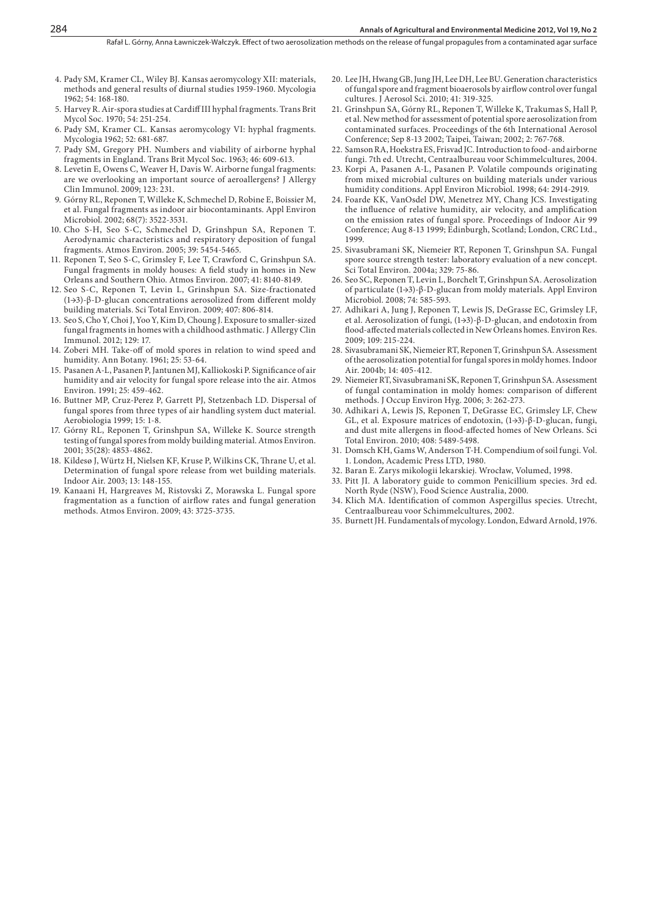4. Pady SM, Kramer CL, Wiley BJ. Kansas aeromycology XII: materials, methods and general results of diurnal studies 1959-1960. Mycologia 1962; 54: 168-180.
5. Harvey R. Air-spora studies at Cardiff III hyphal fragments. Trans Brit Mycol Soc. 1970; 54: 251-254.
6. Pady SM, Kramer CL. Kansas aeromycology VI: hyphal fragments. Mycologia 1962; 52: 681-687.
7. Pady SM, Gregory PH. Numbers and viability of airborne hyphal fragments in England. Trans Brit Mycol Soc. 1963; 46: 609-613.
8. Levetin E, Owens C, Weaver H, Davis W. Airborne fungal fragments: are we overlooking an important source of aeroallergens? J Allergy Clin Immunol. 2009; 123: 231.
9. Górny RL, Reponen T, Willeke K, Schmechel D, Robine E, Boissier M, et al. Fungal fragments as indoor air biocontaminants. Appl Environ Microbiol. 2002; 68(7): 3522-3531.
10. Cho S-H, Seo S-C, Schmechel D, Grinshpun SA, Reponen T. Aerodynamic characteristics and respiratory deposition of fungal fragments. Atmos Environ. 2005; 39: 5454-5465.
11. Reponen T, Seo S-C, Grimsley F, Lee T, Crawford C, Grinshpun SA. Fungal fragments in moldy houses: A field study in homes in New Orleans and Southern Ohio. Atmos Environ. 2007; 41: 8140-8149.
12. Seo S-C, Reponen T, Levin L, Grinshpun SA. Size-fractionated (1→3)-β-D-glucan concentrations aerosolized from different moldy building materials. Sci Total Environ. 2009; 407: 806-814.
13. Seo S, Cho Y, Choi J, Yoo Y, Kim D, Choung J. Exposure to smaller-sized fungal fragments in homes with a childhood asthmatic. J Allergy Clin Immunol. 2012; 129: 17.
14. Zoberi MH. Take-off of mold spores in relation to wind speed and humidity. Ann Botany. 1961; 25: 53-64.
15. Pasanen A-L, Pasanen P, Jantunen MJ, Kalliokoski P. Significance of air humidity and air velocity for fungal spore release into the air. Atmos Environ. 1991; 25: 459-462.
16. Buttner MP, Cruz-Perez P, Garrett PJ, Stetzenbach LD. Dispersal of fungal spores from three types of air handling system duct material. Aerobiologia 1999; 15: 1-8.
17. Górny RL, Reponen T, Grinshpun SA, Willeke K. Source strength testing of fungal spores from moldy building material. Atmos Environ. 2001; 35(28): 4853-4862.
18. Kildesø J, Würtz H, Nielsen KF, Kruse P, Wilkins CK, Thrane U, et al. Determination of fungal spore release from wet building materials. Indoor Air. 2003; 13: 148-155.
19. Kanaani H, Hargreaves M, Ristovski Z, Morawska L. Fungal spore fragmentation as a function of airflow rates and fungal generation methods. Atmos Environ. 2009; 43: 3725-3735.
20. Lee JH, Hwang GB, Jung JH, Lee DH, Lee BU. Generation characteristics of fungal spore and fragment bioaerosols by airflow control over fungal cultures. J Aerosol Sci. 2010; 41: 319-325.
21. Grinshpun SA, Górny RL, Reponen T, Willeke K, Trakumas S, Hall P, et al. New method for assessment of potential spore aerosolization from contaminated surfaces. Proceedings of the 6th International Aerosol Conference; Sep 8-13 2002; Taipei, Taiwan; 2002; 2: 767-768.
22. Samson RA, Hoekstra ES, Frisvad JC. Introduction to food- and airborne fungi. 7th ed. Utrecht, Centraalbureau voor Schimmelcultures, 2004.
23. Korpi A, Pasanen A-L, Pasanen P. Volatile compounds originating from mixed microbial cultures on building materials under various humidity conditions. Appl Environ Microbiol. 1998; 64: 2914-2919.
24. Foarde KK, VanOsdel DW, Menetrez MY, Chang JCS. Investigating the influence of relative humidity, air velocity, and amplification on the emission rates of fungal spore. Proceedings of Indoor Air 99 Conference; Aug 8-13 1999; Edinburgh, Scotland; London, CRC Ltd., 1999.
25. Sivasubramani SK, Niemeier RT, Reponen T, Grinshpun SA. Fungal spore source strength tester: laboratory evaluation of a new concept. Sci Total Environ. 2004a; 329: 75-86.
26. Seo SC, Reponen T, Levin L, Borchelt T, Grinshpun SA. Aerosolization of particulate (1→3)-β-D-glucan from moldy materials. Appl Environ Microbiol. 2008; 74: 585-593.
27. Adhikari A, Jung J, Reponen T, Lewis JS, DeGrasse EC, Grimsley LF, et al. Aerosolization of fungi, (1→3)-β-D-glucan, and endotoxin from flood-affected materials collected in New Orleans homes. Environ Res. 2009; 109: 215-224.
28. Sivasubramani SK, Niemeier RT, Reponen T, Grinshpun SA. Assessment of the aerosolization potential for fungal spores in moldy homes. Indoor Air. 2004b; 14: 405-412.
29. Niemeier RT, Sivasubramani SK, Reponen T, Grinshpun SA. Assessment of fungal contamination in moldy homes: comparison of different methods. J Occup Environ Hyg. 2006; 3: 262-273.
30. Adhikari A, Lewis JS, Reponen T, DeGrasse EC, Grimsley LF, Chew GL, et al. Exposure matrices of endotoxin, (1→3)-β-D-glucan, fungi, and dust mite allergens in flood-affected homes of New Orleans. Sci Total Environ. 2010; 408: 5489-5498.
31. Domsch KH, Gams W, Anderson T-H. Compendium of soil fungi. Vol. 1. London, Academic Press LTD, 1980.
32. Baran E. Zarys mikologii lekarskiej. Wrocław, Volumed, 1998.
33. Pitt JI. A laboratory guide to common Penicillium species. 3rd ed. North Ryde (NSW), Food Science Australia, 2000.
34. Klich MA. Identification of common Aspergillus species. Utrecht, Centraalbureau voor Schimmelcultures, 2002.
35. Burnett JH. Fundamentals of mycology. London, Edward Arnold, 1976.